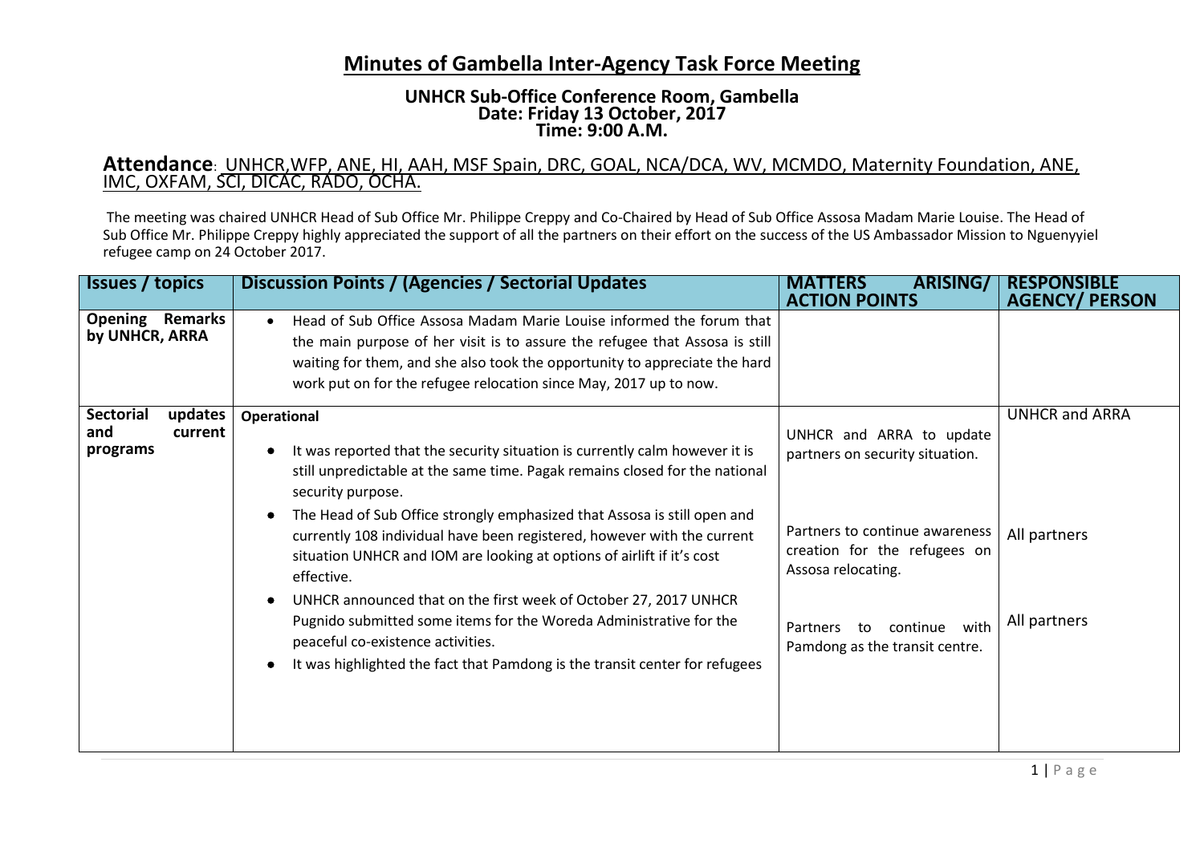# Minutes of Gambella Inter-Agency Task Force Meeting

**UNHCR Sub-Office Conference Room, Gambella**
**Date: Friday 13 October, 2017**
**Time: 9:00 A.M.**

## Attendance: UNHCR,WFP, ANE, HI, AAH, MSF Spain, DRC, GOAL, NCA/DCA, WV, MCMDO, Maternity Foundation, ANE, IMC, OXFAM, SCI, DICAC, RADO, OCHA.

The meeting was chaired UNHCR Head of Sub Office Mr. Philippe Creppy and Co-Chaired by Head of Sub Office Assosa Madam Marie Louise. The Head of Sub Office Mr. Philippe Creppy highly appreciated the support of all the partners on their effort on the success of the US Ambassador Mission to Nguenyyiel refugee camp on 24 October 2017.

| Issues / topics | Discussion Points / (Agencies / Sectorial Updates | MATTERS ARISING/ ACTION POINTS | RESPONSIBLE AGENCY/ PERSON |
|---|---|---|---|
| **Opening Remarks by UNHCR, ARRA** | • Head of Sub Office Assosa Madam Marie Louise informed the forum that the main purpose of her visit is to assure the refugee that Assosa is still waiting for them, and she also took the opportunity to appreciate the hard work put on for the refugee relocation since May, 2017 up to now. | | |
| **Sectorial updates and current programs** | **Operational**<br>• It was reported that the security situation is currently calm however it is still unpredictable at the same time. Pagak remains closed for the national security purpose.<br>• The Head of Sub Office strongly emphasized that Assosa is still open and currently 108 individual have been registered, however with the current situation UNHCR and IOM are looking at options of airlift if it's cost effective.<br>• UNHCR announced that on the first week of October 27, 2017 UNHCR Pugnido submitted some items for the Woreda Administrative for the peaceful co-existence activities.<br>• It was highlighted the fact that Pamdong is the transit center for refugees | UNHCR and ARRA to update partners on security situation.<br><br>Partners to continue awareness creation for the refugees on Assosa relocating.<br><br>Partners to continue with Pamdong as the transit centre. | UNHCR and ARRA<br><br>All partners<br><br>All partners |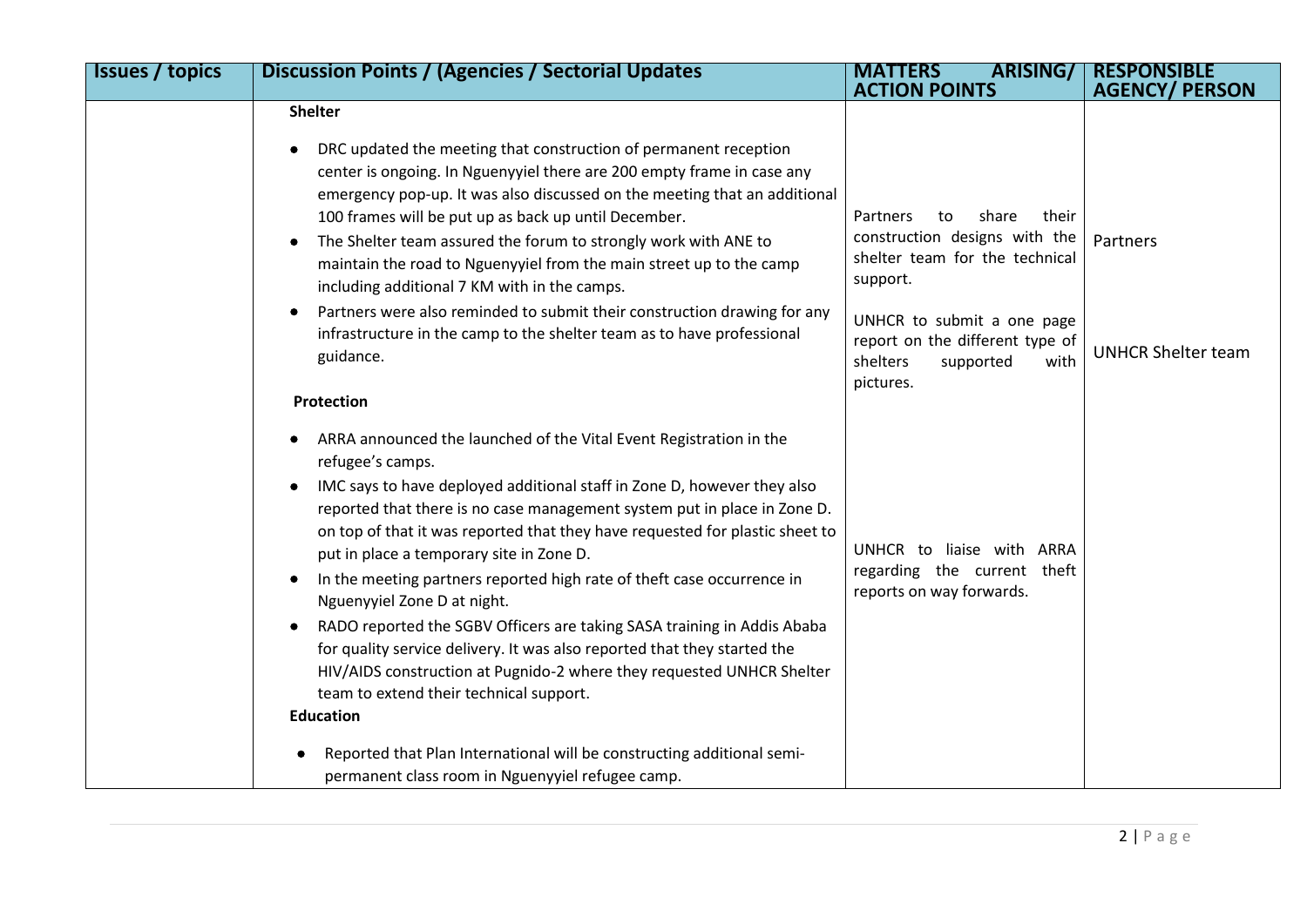| Issues / topics | Discussion Points / (Agencies / Sectorial Updates | MATTERS ARISING/ ACTION POINTS | RESPONSIBLE AGENCY/ PERSON |
|---|---|---|---|
| | **Shelter**<br><br>• DRC updated the meeting that construction of permanent reception center is ongoing. In Nguenyyiel there are 200 empty frame in case any emergency pop-up. It was also discussed on the meeting that an additional 100 frames will be put up as back up until December.<br>• The Shelter team assured the forum to strongly work with ANE to maintain the road to Nguenyyiel from the main street up to the camp including additional 7 KM with in the camps.<br>• Partners were also reminded to submit their construction drawing for any infrastructure in the camp to the shelter team as to have professional guidance. | Partners to share their construction designs with the shelter team for the technical support.<br><br>UNHCR to submit a one page report on the different type of shelters supported with pictures. | Partners<br><br>UNHCR Shelter team |
| | **Protection**<br><br>• ARRA announced the launched of the Vital Event Registration in the refugee's camps.<br>• IMC says to have deployed additional staff in Zone D, however they also reported that there is no case management system put in place in Zone D. on top of that it was reported that they have requested for plastic sheet to put in place a temporary site in Zone D.<br>• In the meeting partners reported high rate of theft case occurrence in Nguenyyiel Zone D at night.<br>• RADO reported the SGBV Officers are taking SASA training in Addis Ababa for quality service delivery. It was also reported that they started the HIV/AIDS construction at Pugnido-2 where they requested UNHCR Shelter team to extend their technical support. | UNHCR to liaise with ARRA regarding the current theft reports on way forwards. | |
| | **Education**<br><br>• Reported that Plan International will be constructing additional semi-permanent class room in Nguenyyiel refugee camp. | | |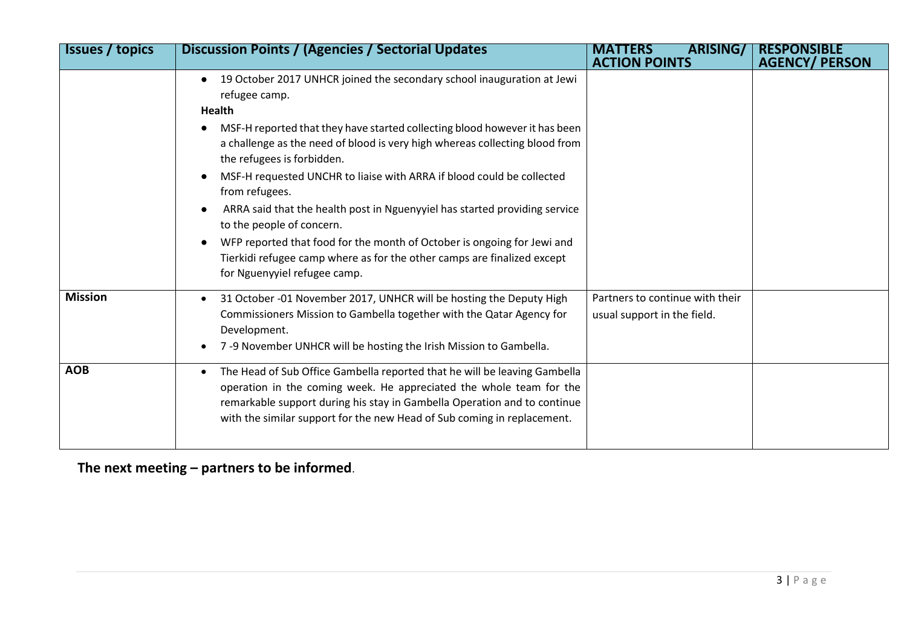| Issues / topics | Discussion Points / (Agencies / Sectorial Updates | MATTERS ARISING/ ACTION POINTS | RESPONSIBLE AGENCY/ PERSON |
|---|---|---|---|
| | • 19 October 2017 UNHCR joined the secondary school inauguration at Jewi refugee camp.<br>**Health**<br>• MSF-H reported that they have started collecting blood however it has been a challenge as the need of blood is very high whereas collecting blood from the refugees is forbidden.<br>• MSF-H requested UNCHR to liaise with ARRA if blood could be collected from refugees.<br>• ARRA said that the health post in Nguenyyiel has started providing service to the people of concern.<br>• WFP reported that food for the month of October is ongoing for Jewi and Tierkidi refugee camp where as for the other camps are finalized except for Nguenyyiel refugee camp. | | |
| **Mission** | • 31 October -01 November 2017, UNHCR will be hosting the Deputy High Commissioners Mission to Gambella together with the Qatar Agency for Development.<br>• 7 -9 November UNHCR will be hosting the Irish Mission to Gambella. | Partners to continue with their usual support in the field. | |
| **AOB** | • The Head of Sub Office Gambella reported that he will be leaving Gambella operation in the coming week. He appreciated the whole team for the remarkable support during his stay in Gambella Operation and to continue with the similar support for the new Head of Sub coming in replacement. | | |

**The next meeting – partners to be informed**.